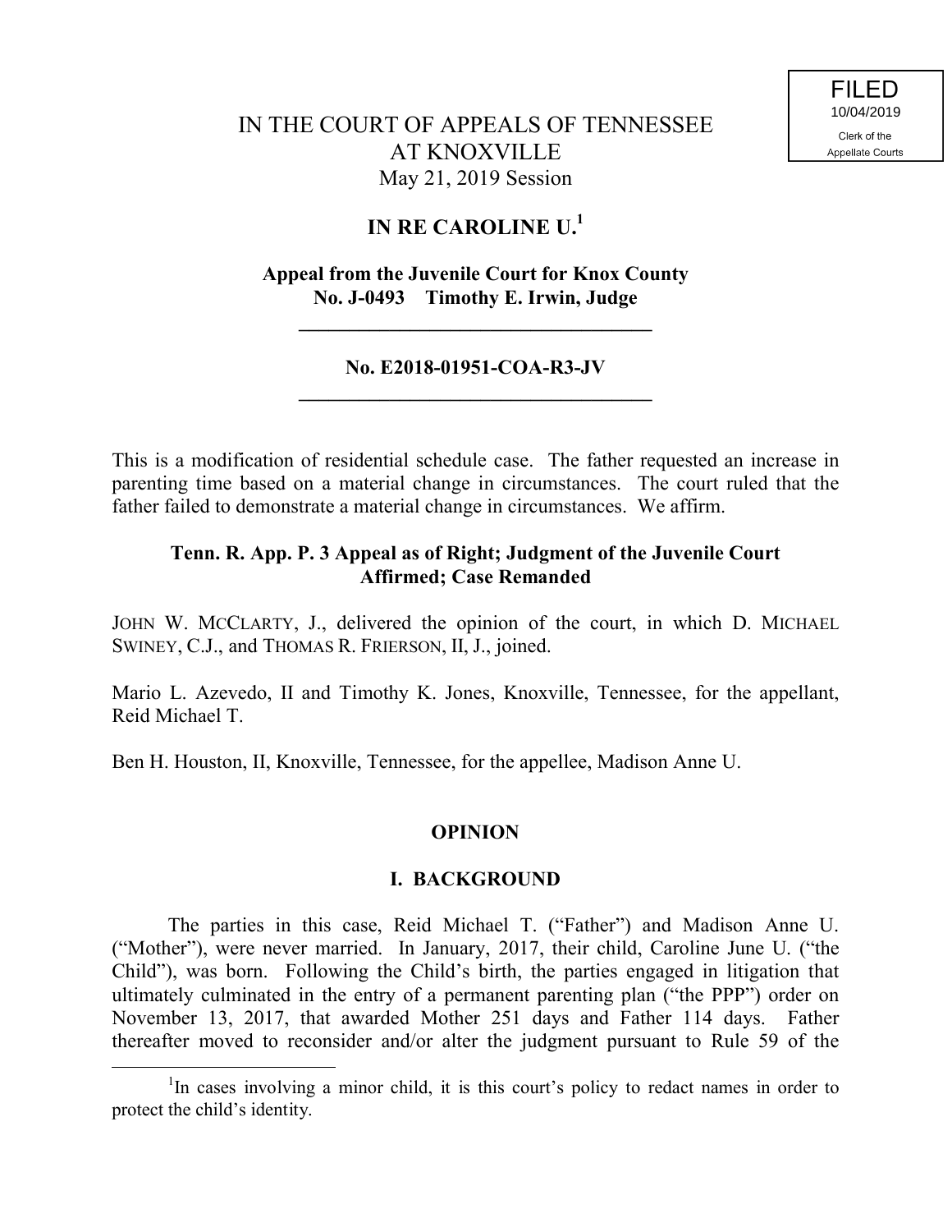FILED
10/04/2019
Clerk of the
Appellate Courts

# IN THE COURT OF APPEALS OF TENNESSEE AT KNOXVILLE

May 21, 2019 Session

## IN RE CAROLINE U.[1]

**Appeal from the Juvenile Court for Knox County**
**No. J-0493 Timothy E. Irwin, Judge**

---

**No. E2018-01951-COA-R3-JV**

---

This is a modification of residential schedule case. The father requested an increase in parenting time based on a material change in circumstances. The court ruled that the father failed to demonstrate a material change in circumstances. We affirm.

**Tenn. R. App. P. 3 Appeal as of Right; Judgment of the Juvenile Court Affirmed; Case Remanded**

JOHN W. MCCLARTY, J., delivered the opinion of the court, in which D. MICHAEL SWINEY, C.J., and THOMAS R. FRIERSON, II, J., joined.

Mario L. Azevedo, II and Timothy K. Jones, Knoxville, Tennessee, for the appellant, Reid Michael T.

Ben H. Houston, II, Knoxville, Tennessee, for the appellee, Madison Anne U.

## OPINION

### I. BACKGROUND

The parties in this case, Reid Michael T. ("Father") and Madison Anne U. ("Mother"), were never married. In January, 2017, their child, Caroline June U. ("the Child"), was born. Following the Child's birth, the parties engaged in litigation that ultimately culminated in the entry of a permanent parenting plan ("the PPP") order on November 13, 2017, that awarded Mother 251 days and Father 114 days. Father thereafter moved to reconsider and/or alter the judgment pursuant to Rule 59 of the

---

[1]In cases involving a minor child, it is this court's policy to redact names in order to protect the child's identity.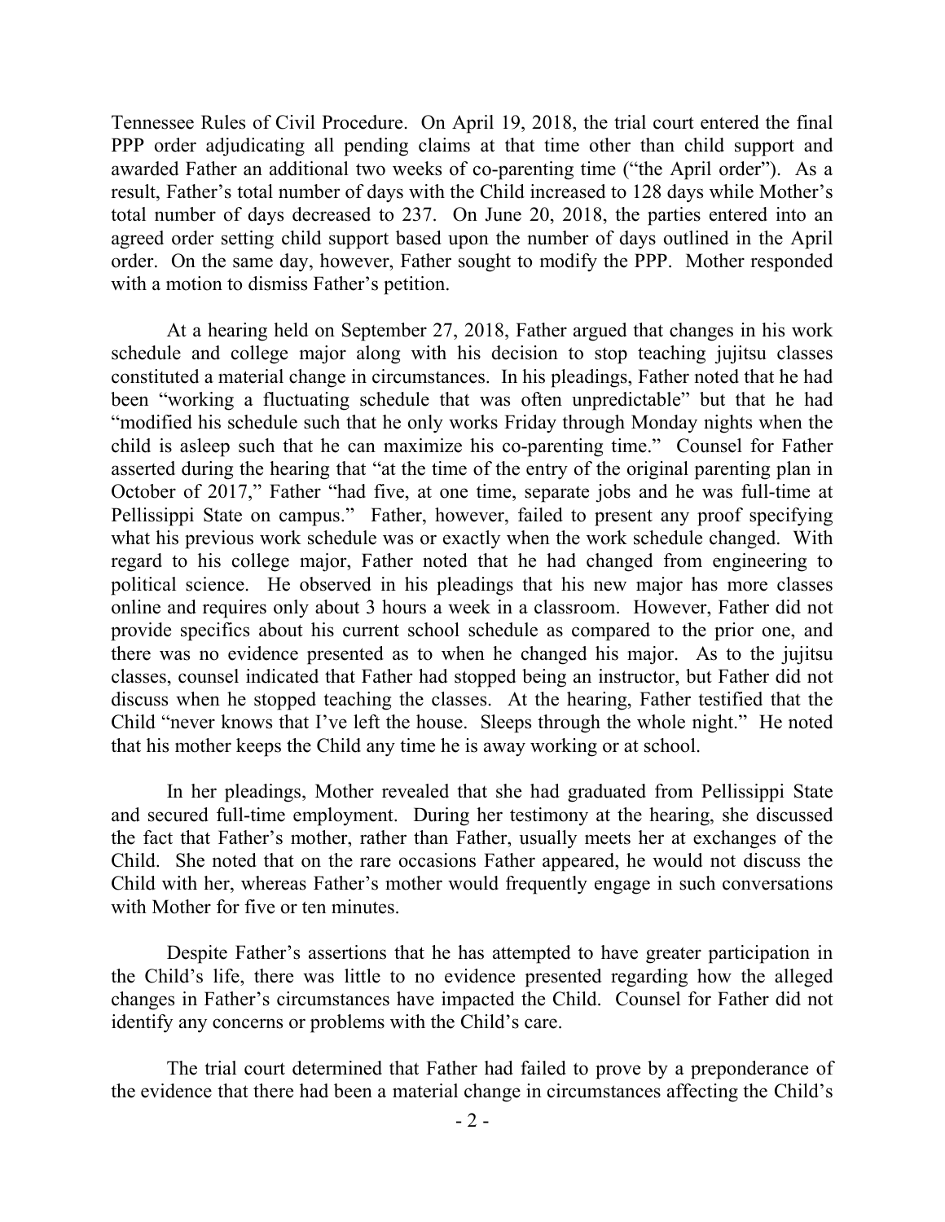Tennessee Rules of Civil Procedure. On April 19, 2018, the trial court entered the final PPP order adjudicating all pending claims at that time other than child support and awarded Father an additional two weeks of co-parenting time ("the April order"). As a result, Father's total number of days with the Child increased to 128 days while Mother's total number of days decreased to 237. On June 20, 2018, the parties entered into an agreed order setting child support based upon the number of days outlined in the April order. On the same day, however, Father sought to modify the PPP. Mother responded with a motion to dismiss Father's petition.

At a hearing held on September 27, 2018, Father argued that changes in his work schedule and college major along with his decision to stop teaching jujitsu classes constituted a material change in circumstances. In his pleadings, Father noted that he had been "working a fluctuating schedule that was often unpredictable" but that he had "modified his schedule such that he only works Friday through Monday nights when the child is asleep such that he can maximize his co-parenting time." Counsel for Father asserted during the hearing that "at the time of the entry of the original parenting plan in October of 2017," Father "had five, at one time, separate jobs and he was full-time at Pellissippi State on campus." Father, however, failed to present any proof specifying what his previous work schedule was or exactly when the work schedule changed. With regard to his college major, Father noted that he had changed from engineering to political science. He observed in his pleadings that his new major has more classes online and requires only about 3 hours a week in a classroom. However, Father did not provide specifics about his current school schedule as compared to the prior one, and there was no evidence presented as to when he changed his major. As to the jujitsu classes, counsel indicated that Father had stopped being an instructor, but Father did not discuss when he stopped teaching the classes. At the hearing, Father testified that the Child "never knows that I've left the house. Sleeps through the whole night." He noted that his mother keeps the Child any time he is away working or at school.

In her pleadings, Mother revealed that she had graduated from Pellissippi State and secured full-time employment. During her testimony at the hearing, she discussed the fact that Father's mother, rather than Father, usually meets her at exchanges of the Child. She noted that on the rare occasions Father appeared, he would not discuss the Child with her, whereas Father's mother would frequently engage in such conversations with Mother for five or ten minutes.

Despite Father's assertions that he has attempted to have greater participation in the Child's life, there was little to no evidence presented regarding how the alleged changes in Father's circumstances have impacted the Child. Counsel for Father did not identify any concerns or problems with the Child's care.

The trial court determined that Father had failed to prove by a preponderance of the evidence that there had been a material change in circumstances affecting the Child's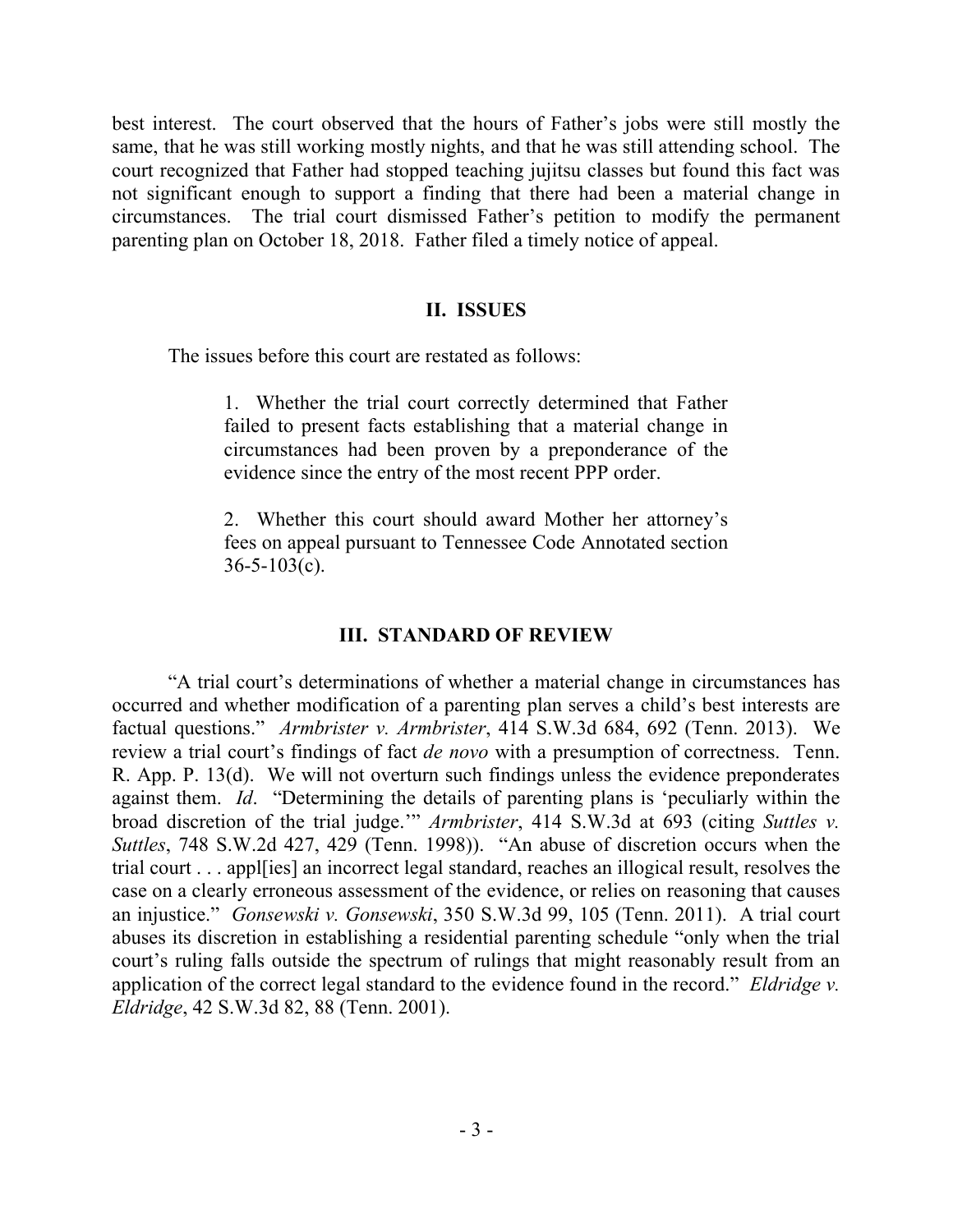best interest. The court observed that the hours of Father's jobs were still mostly the same, that he was still working mostly nights, and that he was still attending school. The court recognized that Father had stopped teaching jujitsu classes but found this fact was not significant enough to support a finding that there had been a material change in circumstances. The trial court dismissed Father's petition to modify the permanent parenting plan on October 18, 2018. Father filed a timely notice of appeal.

## II. ISSUES

The issues before this court are restated as follows:

> 1. Whether the trial court correctly determined that Father failed to present facts establishing that a material change in circumstances had been proven by a preponderance of the evidence since the entry of the most recent PPP order.
>
> 2. Whether this court should award Mother her attorney's fees on appeal pursuant to Tennessee Code Annotated section 36-5-103(c).

## III. STANDARD OF REVIEW

"A trial court's determinations of whether a material change in circumstances has occurred and whether modification of a parenting plan serves a child's best interests are factual questions." *Armbrister v. Armbrister*, 414 S.W.3d 684, 692 (Tenn. 2013). We review a trial court's findings of fact *de novo* with a presumption of correctness. Tenn. R. App. P. 13(d). We will not overturn such findings unless the evidence preponderates against them. *Id*. "Determining the details of parenting plans is 'peculiarly within the broad discretion of the trial judge.'" *Armbrister*, 414 S.W.3d at 693 (citing *Suttles v. Suttles*, 748 S.W.2d 427, 429 (Tenn. 1998)). "An abuse of discretion occurs when the trial court . . . appl[ies] an incorrect legal standard, reaches an illogical result, resolves the case on a clearly erroneous assessment of the evidence, or relies on reasoning that causes an injustice." *Gonsewski v. Gonsewski*, 350 S.W.3d 99, 105 (Tenn. 2011). A trial court abuses its discretion in establishing a residential parenting schedule "only when the trial court's ruling falls outside the spectrum of rulings that might reasonably result from an application of the correct legal standard to the evidence found in the record." *Eldridge v. Eldridge*, 42 S.W.3d 82, 88 (Tenn. 2001).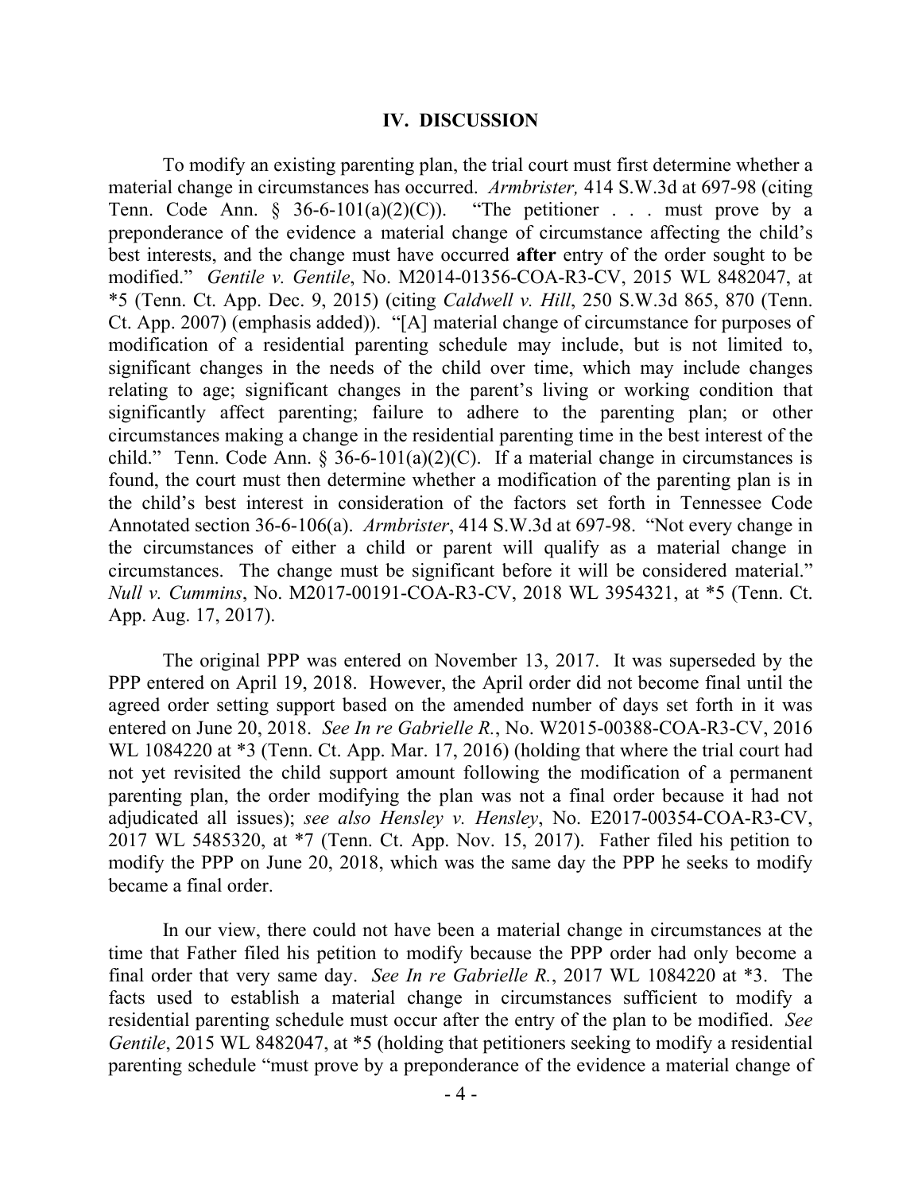**IV. DISCUSSION**

To modify an existing parenting plan, the trial court must first determine whether a material change in circumstances has occurred. *Armbrister,* 414 S.W.3d at 697-98 (citing Tenn. Code Ann. § 36-6-101(a)(2)(C)). "The petitioner . . . must prove by a preponderance of the evidence a material change of circumstance affecting the child's best interests, and the change must have occurred **after** entry of the order sought to be modified." *Gentile v. Gentile*, No. M2014-01356-COA-R3-CV, 2015 WL 8482047, at *5 (Tenn. Ct. App. Dec. 9, 2015) (citing *Caldwell v. Hill*, 250 S.W.3d 865, 870 (Tenn. Ct. App. 2007) (emphasis added)). "[A] material change of circumstance for purposes of modification of a residential parenting schedule may include, but is not limited to, significant changes in the needs of the child over time, which may include changes relating to age; significant changes in the parent's living or working condition that significantly affect parenting; failure to adhere to the parenting plan; or other circumstances making a change in the residential parenting time in the best interest of the child." Tenn. Code Ann. § 36-6-101(a)(2)(C). If a material change in circumstances is found, the court must then determine whether a modification of the parenting plan is in the child's best interest in consideration of the factors set forth in Tennessee Code Annotated section 36-6-106(a). *Armbrister*, 414 S.W.3d at 697-98. "Not every change in the circumstances of either a child or parent will qualify as a material change in circumstances. The change must be significant before it will be considered material." *Null v. Cummins*, No. M2017-00191-COA-R3-CV, 2018 WL 3954321, at *5 (Tenn. Ct. App. Aug. 17, 2017).

The original PPP was entered on November 13, 2017. It was superseded by the PPP entered on April 19, 2018. However, the April order did not become final until the agreed order setting support based on the amended number of days set forth in it was entered on June 20, 2018. *See In re Gabrielle R.*, No. W2015-00388-COA-R3-CV, 2016 WL 1084220 at *3 (Tenn. Ct. App. Mar. 17, 2016) (holding that where the trial court had not yet revisited the child support amount following the modification of a permanent parenting plan, the order modifying the plan was not a final order because it had not adjudicated all issues); *see also Hensley v. Hensley*, No. E2017-00354-COA-R3-CV, 2017 WL 5485320, at *7 (Tenn. Ct. App. Nov. 15, 2017). Father filed his petition to modify the PPP on June 20, 2018, which was the same day the PPP he seeks to modify became a final order.

In our view, there could not have been a material change in circumstances at the time that Father filed his petition to modify because the PPP order had only become a final order that very same day. *See In re Gabrielle R.*, 2017 WL 1084220 at *3. The facts used to establish a material change in circumstances sufficient to modify a residential parenting schedule must occur after the entry of the plan to be modified. *See Gentile*, 2015 WL 8482047, at *5 (holding that petitioners seeking to modify a residential parenting schedule "must prove by a preponderance of the evidence a material change of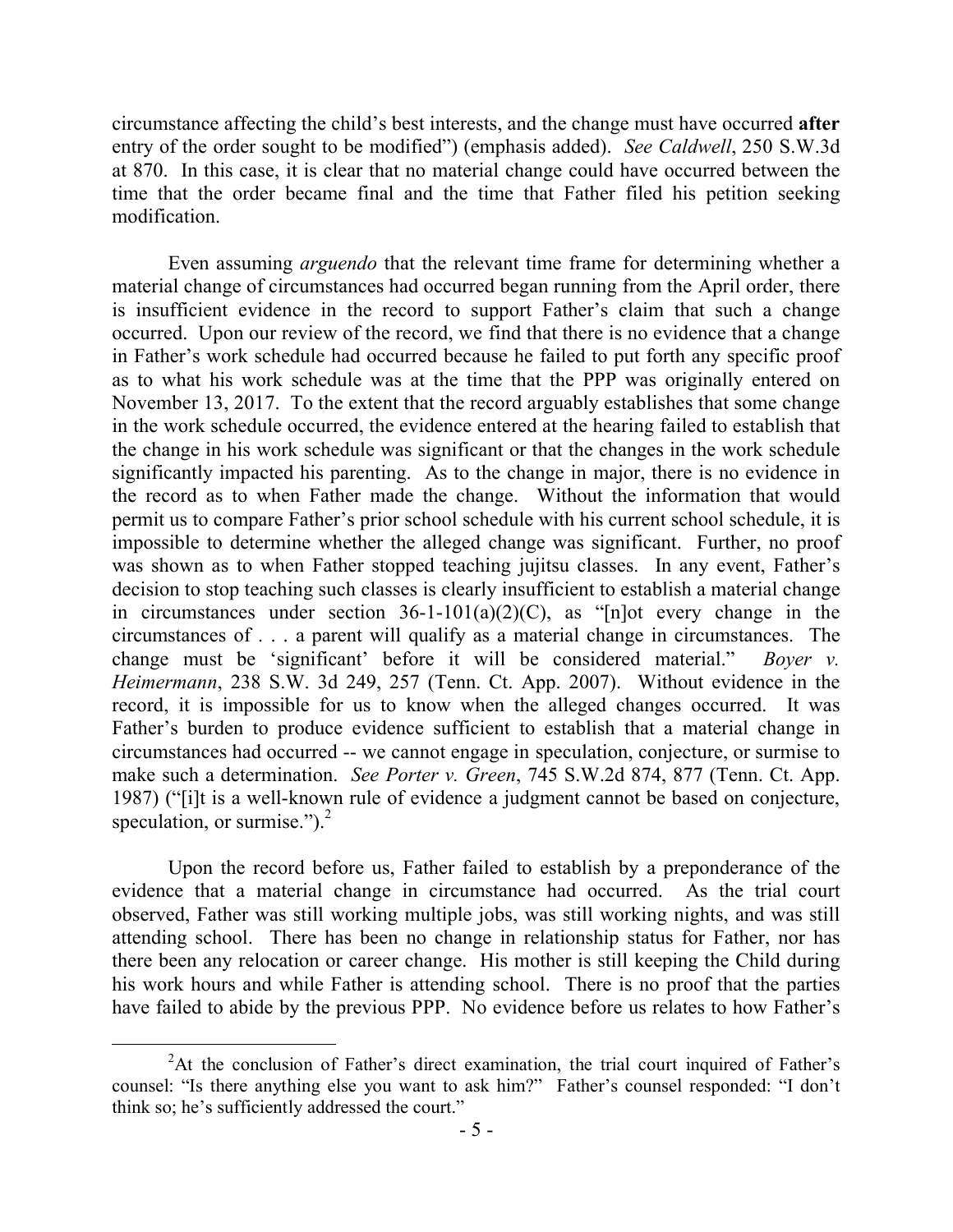circumstance affecting the child's best interests, and the change must have occurred **after** entry of the order sought to be modified") (emphasis added). *See Caldwell*, 250 S.W.3d at 870. In this case, it is clear that no material change could have occurred between the time that the order became final and the time that Father filed his petition seeking modification.

Even assuming *arguendo* that the relevant time frame for determining whether a material change of circumstances had occurred began running from the April order, there is insufficient evidence in the record to support Father's claim that such a change occurred. Upon our review of the record, we find that there is no evidence that a change in Father's work schedule had occurred because he failed to put forth any specific proof as to what his work schedule was at the time that the PPP was originally entered on November 13, 2017. To the extent that the record arguably establishes that some change in the work schedule occurred, the evidence entered at the hearing failed to establish that the change in his work schedule was significant or that the changes in the work schedule significantly impacted his parenting. As to the change in major, there is no evidence in the record as to when Father made the change. Without the information that would permit us to compare Father's prior school schedule with his current school schedule, it is impossible to determine whether the alleged change was significant. Further, no proof was shown as to when Father stopped teaching jujitsu classes. In any event, Father's decision to stop teaching such classes is clearly insufficient to establish a material change in circumstances under section 36-1-101(a)(2)(C), as "[n]ot every change in the circumstances of . . . a parent will qualify as a material change in circumstances. The change must be 'significant' before it will be considered material." *Boyer v. Heimermann*, 238 S.W. 3d 249, 257 (Tenn. Ct. App. 2007). Without evidence in the record, it is impossible for us to know when the alleged changes occurred. It was Father's burden to produce evidence sufficient to establish that a material change in circumstances had occurred -- we cannot engage in speculation, conjecture, or surmise to make such a determination. *See Porter v. Green*, 745 S.W.2d 874, 877 (Tenn. Ct. App. 1987) ("[i]t is a well-known rule of evidence a judgment cannot be based on conjecture, speculation, or surmise.").[2]

Upon the record before us, Father failed to establish by a preponderance of the evidence that a material change in circumstance had occurred. As the trial court observed, Father was still working multiple jobs, was still working nights, and was still attending school. There has been no change in relationship status for Father, nor has there been any relocation or career change. His mother is still keeping the Child during his work hours and while Father is attending school. There is no proof that the parties have failed to abide by the previous PPP. No evidence before us relates to how Father's

[2] At the conclusion of Father's direct examination, the trial court inquired of Father's counsel: "Is there anything else you want to ask him?" Father's counsel responded: "I don't think so; he's sufficiently addressed the court."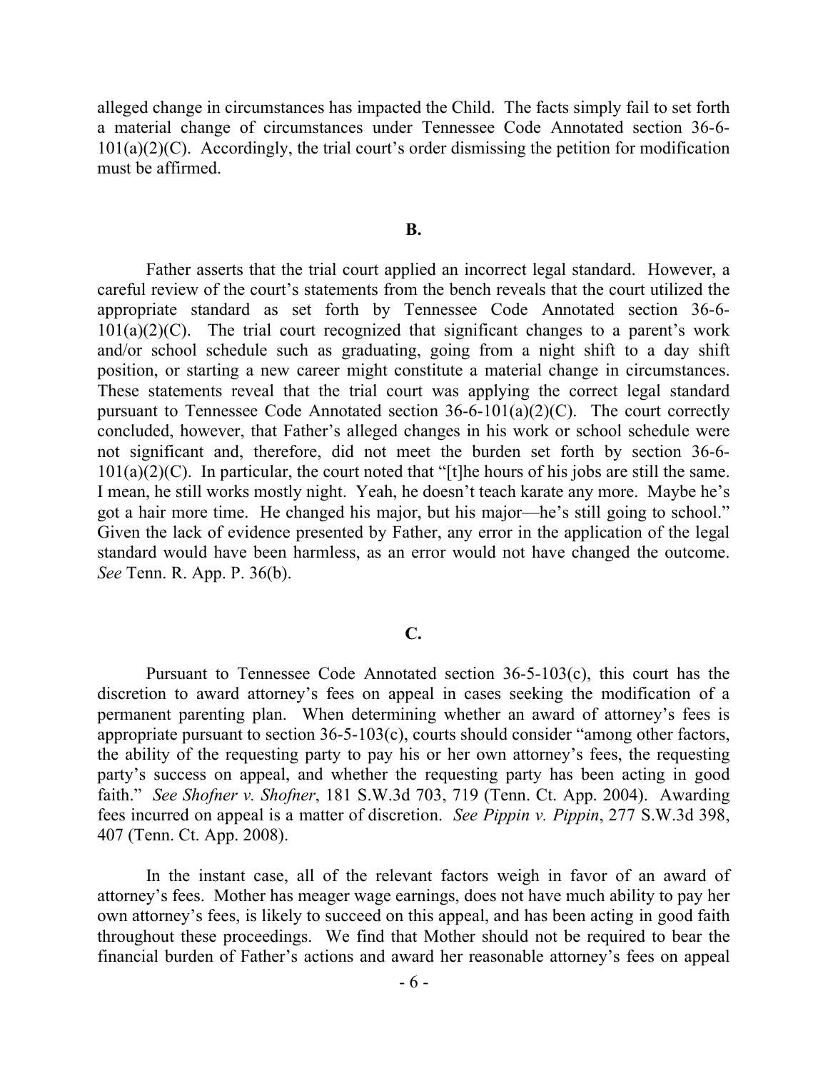alleged change in circumstances has impacted the Child. The facts simply fail to set forth a material change of circumstances under Tennessee Code Annotated section 36-6-101(a)(2)(C). Accordingly, the trial court's order dismissing the petition for modification must be affirmed.

## B.

Father asserts that the trial court applied an incorrect legal standard. However, a careful review of the court's statements from the bench reveals that the court utilized the appropriate standard as set forth by Tennessee Code Annotated section 36-6-101(a)(2)(C). The trial court recognized that significant changes to a parent's work and/or school schedule such as graduating, going from a night shift to a day shift position, or starting a new career might constitute a material change in circumstances. These statements reveal that the trial court was applying the correct legal standard pursuant to Tennessee Code Annotated section 36-6-101(a)(2)(C). The court correctly concluded, however, that Father's alleged changes in his work or school schedule were not significant and, therefore, did not meet the burden set forth by section 36-6-101(a)(2)(C). In particular, the court noted that "[t]he hours of his jobs are still the same. I mean, he still works mostly night. Yeah, he doesn't teach karate any more. Maybe he's got a hair more time. He changed his major, but his major—he's still going to school." Given the lack of evidence presented by Father, any error in the application of the legal standard would have been harmless, as an error would not have changed the outcome. *See* Tenn. R. App. P. 36(b).

## C.

Pursuant to Tennessee Code Annotated section 36-5-103(c), this court has the discretion to award attorney's fees on appeal in cases seeking the modification of a permanent parenting plan. When determining whether an award of attorney's fees is appropriate pursuant to section 36-5-103(c), courts should consider "among other factors, the ability of the requesting party to pay his or her own attorney's fees, the requesting party's success on appeal, and whether the requesting party has been acting in good faith." *See Shofner v. Shofner*, 181 S.W.3d 703, 719 (Tenn. Ct. App. 2004). Awarding fees incurred on appeal is a matter of discretion. *See Pippin v. Pippin*, 277 S.W.3d 398, 407 (Tenn. Ct. App. 2008).

In the instant case, all of the relevant factors weigh in favor of an award of attorney's fees. Mother has meager wage earnings, does not have much ability to pay her own attorney's fees, is likely to succeed on this appeal, and has been acting in good faith throughout these proceedings. We find that Mother should not be required to bear the financial burden of Father's actions and award her reasonable attorney's fees on appeal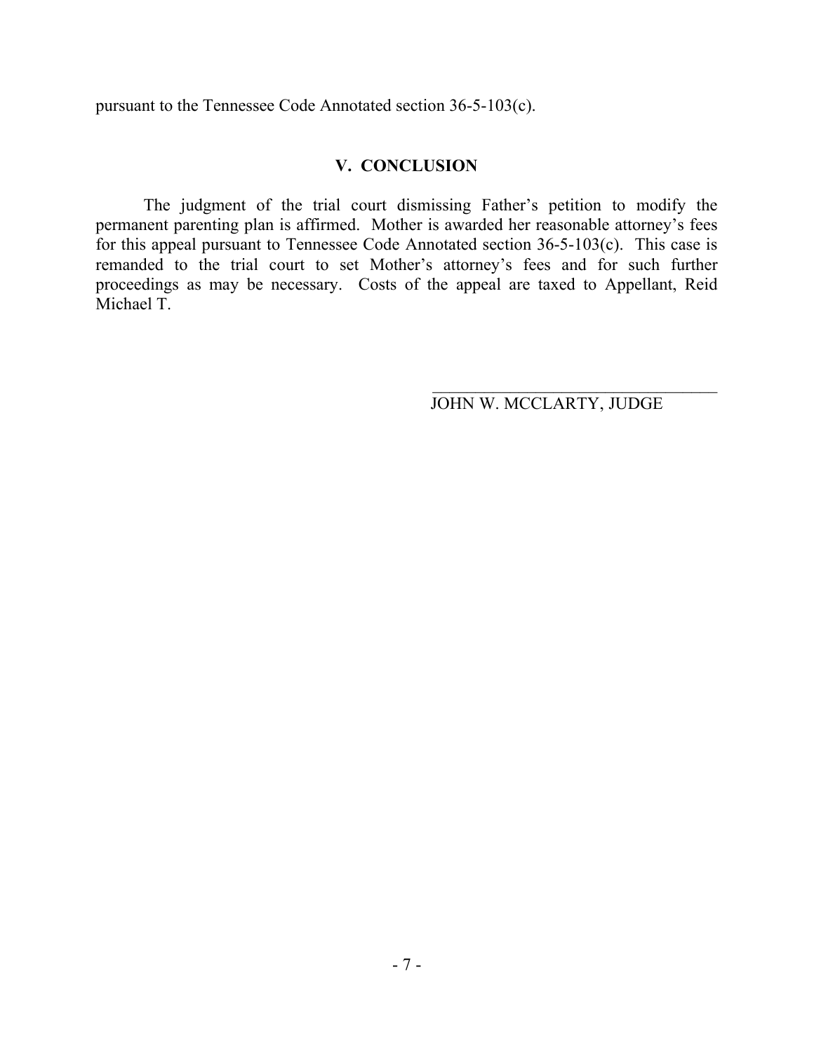pursuant to the Tennessee Code Annotated section 36-5-103(c).

## V. CONCLUSION

The judgment of the trial court dismissing Father's petition to modify the permanent parenting plan is affirmed. Mother is awarded her reasonable attorney's fees for this appeal pursuant to Tennessee Code Annotated section 36-5-103(c). This case is remanded to the trial court to set Mother's attorney's fees and for such further proceedings as may be necessary. Costs of the appeal are taxed to Appellant, Reid Michael T.

JOHN W. MCCLARTY, JUDGE